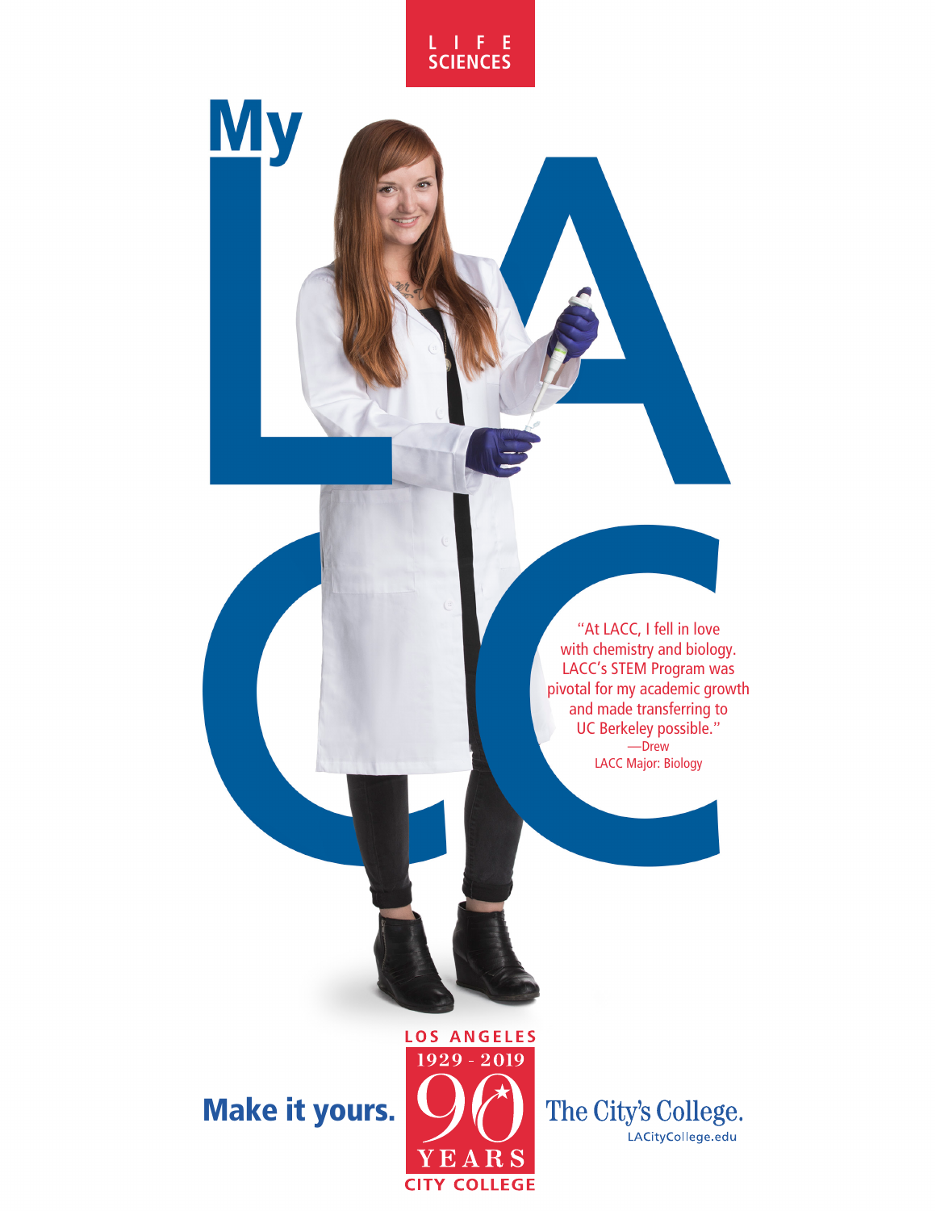LIFE SCIENCES

# My LACC

"At LACC, I fell in love with chemistry and biology. LACC's STEM Program was pivotal for my academic growth and made transferring to UC Berkeley possible."
—Drew
LACC Major: Biology

**Make it yours.**

LOS ANGELES
1929 - 2019
90 YEARS
CITY COLLEGE

The City's College.
LACityCollege.edu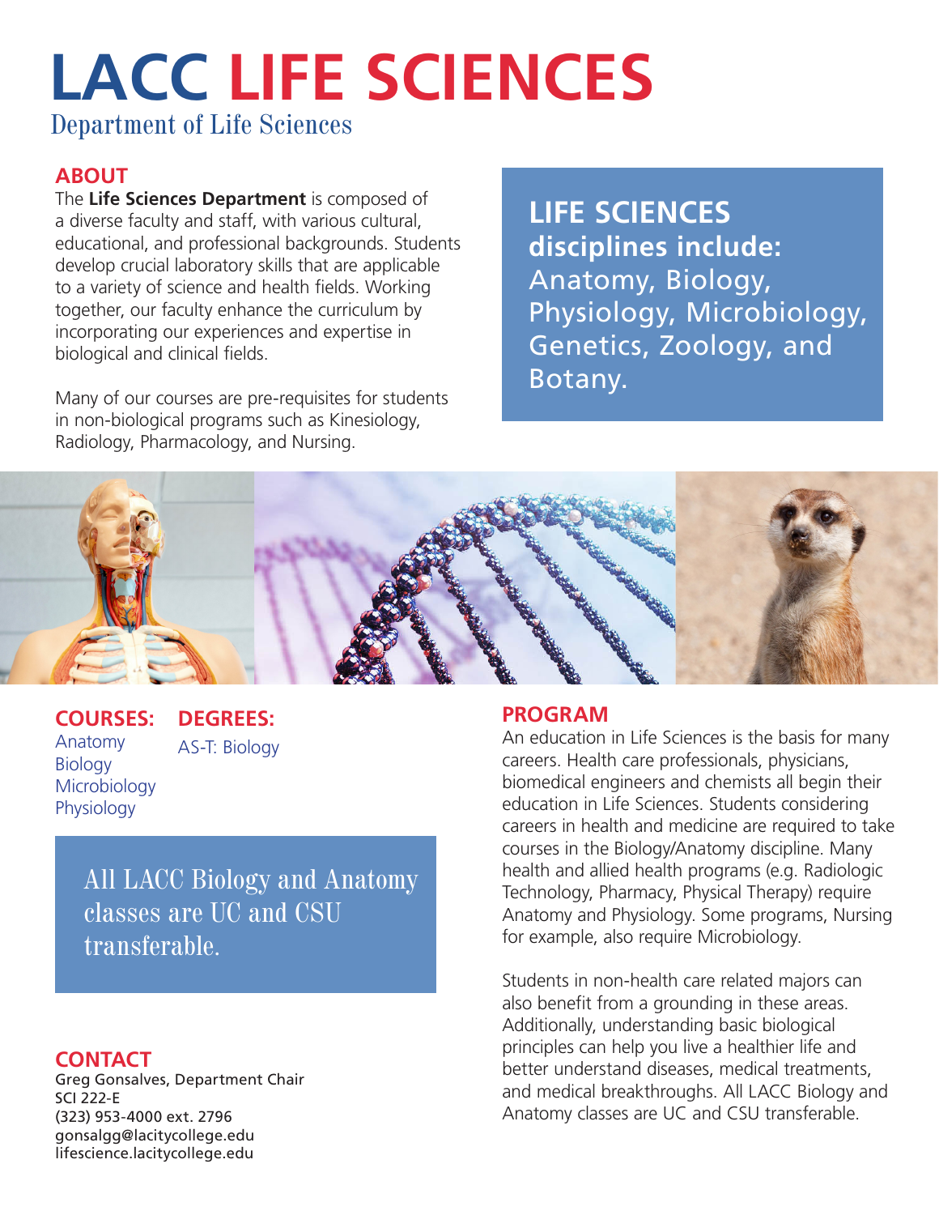# LACC LIFE SCIENCES

Department of Life Sciences

## ABOUT

The **Life Sciences Department** is composed of a diverse faculty and staff, with various cultural, educational, and professional backgrounds. Students develop crucial laboratory skills that are applicable to a variety of science and health fields. Working together, our faculty enhance the curriculum by incorporating our experiences and expertise in biological and clinical fields.

Many of our courses are pre-requisites for students in non-biological programs such as Kinesiology, Radiology, Pharmacology, and Nursing.

**LIFE SCIENCES disciplines include:**
Anatomy, Biology, Physiology, Microbiology, Genetics, Zoology, and Botany.

## COURSES:

Anatomy
Biology
Microbiology
Physiology

## DEGREES:

AS-T: Biology

All LACC Biology and Anatomy classes are UC and CSU transferable.

## PROGRAM

An education in Life Sciences is the basis for many careers. Health care professionals, physicians, biomedical engineers and chemists all begin their education in Life Sciences. Students considering careers in health and medicine are required to take courses in the Biology/Anatomy discipline. Many health and allied health programs (e.g. Radiologic Technology, Pharmacy, Physical Therapy) require Anatomy and Physiology. Some programs, Nursing for example, also require Microbiology.

Students in non-health care related majors can also benefit from a grounding in these areas. Additionally, understanding basic biological principles can help you live a healthier life and better understand diseases, medical treatments, and medical breakthroughs. All LACC Biology and Anatomy classes are UC and CSU transferable.

## CONTACT

Greg Gonsalves, Department Chair
SCI 222-E
(323) 953-4000 ext. 2796
gonsalgg@lacitycollege.edu
lifescience.lacitycollege.edu